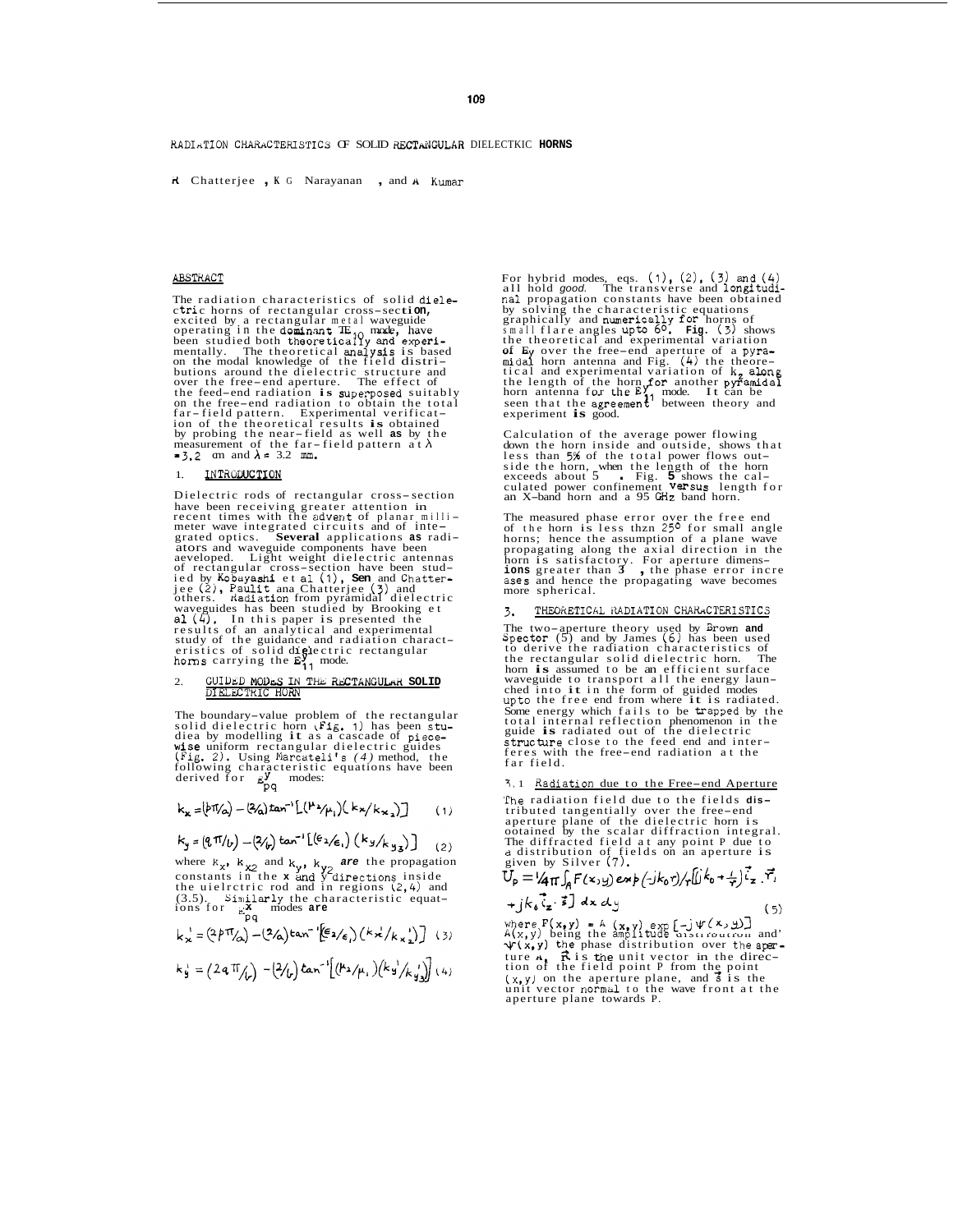# RADIATION CHARACTERISTICS OF SOLID RECTANGULAR DIELECTRIC HORNS

R Chatterjee , K G Narayanan , and A Kumar

## ABSTRACT

The radiation characteristics of solid dielectric horns of rectangular cross-section, excited by a rectangular metal waveguide operating in the dominant $TE_{10}$ mode, have been studied both theoretically and experimentally. The theoretical analysis is based on the modal knowledge of the field distributions around the dielectric structure and over the free-end aperture. The effect of the feed-end radiation is superposed suitably on the free-end radiation to obtain the total far-field pattern. Experimental verification of the theoretical results is obtained by probing the near-field as well as by the measurement of the far-field pattern at $\lambda = 3.2$ cm and $\lambda = 3.2$ mm.

## 1. INTRODUCTION

Dielectric rods of rectangular cross-section have been receiving greater attention in recent times with the advent of planar millimeter wave integrated circuits and of integrated optics. Several applications as radiators and waveguide components have been developed. Light weight dielectric antennas of rectangular cross-section have been studied by Kobayashi et al (1), Sen and Chatterjee (2), Paulit and Chatterjee (3) and others. Radiation from pyramidal dielectric waveguides has been studied by Brooking et al (4). In this paper is presented the results of an analytical and experimental study of the guidance and radiation characteristics of solid dielectric rectangular horns carrying the $E^y_{11}$ mode.

## 2. GUIDED MODES IN THE RECTANGULAR SOLID DIELECTRIC HORN

The boundary-value problem of the rectangular solid dielectric horn (Fig. 1) has been studied by modelling it as a cascade of piecewise uniform rectangular dielectric guides (Fig. 2). Using Marcateli's (4) method, the following characteristic equations have been derived for $E^y_{pq}$ modes:

$$k_x = (p\pi/a) - (2/a)\tan^{-1}\left[(\mu_2/\mu_1)(k_x/k_{x_2})\right] \quad (1)$$

$$k_y = (q\pi/b) - (2/b)\tan^{-1}\left[(\epsilon_2/\epsilon_1)(k_y/k_{y_3})\right] \quad (2)$$

where $k_x$, $k_{x2}$ and $k_y$, $k_{y2}$ are the propagation constants in the x and y directions inside the dielectric rod and in regions (2,4) and (3,5). Similarly the characteristic equations for $E^x_{pq}$ modes are

$$k_x' = (2p\pi/a) - (2/a)\tan^{-1}\left[(\epsilon_2/\epsilon_1)(k_x'/k_{x_2}')\right] \quad (3)$$

$$k_y' = (2q\pi/b) - (2/b)\tan^{-1}\left[(\mu_2/\mu_1)(k_y'/k_{y_3}')\right] \quad (4)$$

For hybrid modes, eqs. (1), (2), (3) and (4) all hold *good*. The transverse and longitudinal propagation constants have been obtained by solving the characteristic equations graphically and numerically for horns of small flare angles upto 6°. Fig. (3) shows the theoretical and experimental variation of $E_y$ over the free-end aperture of a pyramidal horn antenna and Fig. (4) the theoretical and experimental variation of $k_z$ along the length of the horn for another pyramidal horn antenna for the $E^y_{11}$ mode. It can be seen that the agreement between theory and experiment is good.

Calculation of the average power flowing down the horn inside and outside, shows that less than 5% of the total power flows outside the horn, when the length of the horn exceeds about 5 . Fig. 5 shows the calculated power confinement versus length for an X-band horn and a 95 GHz band horn.

The measured phase error over the free end of the horn is less than 25° for small angle horns; hence the assumption of a plane wave propagating along the axial direction in the horn is satisfactory. For aperture dimensions greater than 3 , the phase error increases and hence the propagating wave becomes more spherical.

## 3. THEORETICAL RADIATION CHARACTERISTICS

The two-aperture theory used by Brown and Spector (5) and by James (6) has been used to derive the radiation characteristics of the rectangular solid dielectric horn. The horn is assumed to be an efficient surface waveguide to transport all the energy launched into it in the form of guided modes upto the free end from where it is radiated. Some energy which fails to be trapped by the total internal reflection phenomenon in the guide is radiated out of the dielectric structure close to the feed end and interferes with the free-end radiation at the far field.

### 3.1 Radiation due to the Free-end Aperture

The radiation field due to the fields distributed tangentially over the free-end aperture plane of the dielectric horn is obtained by the scalar diffraction integral. The diffracted field at any point P due to a distribution of fields on an aperture is given by Silver (7).

$$U_p = 1/4\pi \int_A F(x,y)\exp(-jk_0 r)/r\left[\left(jk_0 + \frac{1}{r}\right)\vec{i}_z \cdot \vec{r}_1 + jk_0 \vec{i}_z \cdot \vec{s}\right] dx\, dy \quad (5)$$

where $F(x,y) = A(x,y)\exp[-j\psi(x,y)]$, $A(x,y)$ being the amplitude distribution and $\psi(x,y)$ the phase distribution over the aperture A, $\vec{R}$ is the unit vector in the direction of the field point P from the point $(x,y)$ on the aperture plane, and $\vec{s}$ is the unit vector normal to the wave front at the aperture plane towards P.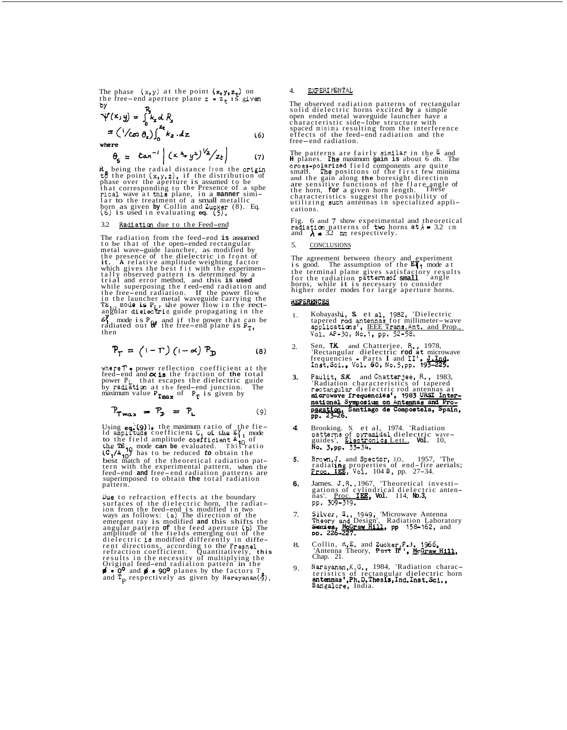The phase $\Psi(x,y)$ at the point $(x, y, z_t)$ on the free-end aperture plane $z = z_t$ is given by

$$\Psi(x,y) = \int_0^{R_s} k_z \, dR_s$$

$$= (1/\cos\theta_s) \int_0^{z_t} k_z \cdot dz \tag{6}$$

where

$$\theta_s = \tan^{-1} \left| (x^2 + y^2)^{1/2} / z_t \right| \tag{7}$$

$R_s$ being the radial distance from the origin to the point $(x, y, z)$, if the distribution of phase over the aperture is assumed to be that corresponding to the presence of a spherical wave at this plane, in a manner similar to the treatment of a small metallic horn as given by Collin and Zucker (8). Eq. (6) is used in evaluating eq. (5).

### 3.2 Radiation due to the Feed-end

The radiation from the feed-end is assumed to be that of the open-ended rectangular metal wave-guide launcher, as modified by the presence of the dielectric in front of it. A relative amplitude weighting factor which gives the best fit with the experimentally observed pattern is determined by a trial and error method, and this is used while superposing the feed-end radiation and the free-end radiation. If the power flow in the launcher metal waveguide carrying the $TE_{10}$ mode is $P_L$, the power flow in the rectangular dielectric guide propagating in the $E^y_1$ mode is $P_D$ and if the power that can be radiated out of the free-end plane is $P_T$, then

$$P_T = (1 - \Gamma)(1 - \alpha) P_D \tag{8}$$

where $\Gamma$ = power reflection coefficient at the feed-end and $\alpha$ is the fraction of the total power $P_L$ that escapes the dielectric guide by radiation at the feed-end junction. The maximum value $P_{T\max}$ of $P_T$ is given by

$$P_{T\max} = P_D = P_L \tag{9}$$

Using eq. (9), the maximum ratio of the field amplitude coefficient $C_1$ of the $E^y_1$ mode to the field amplitude coefficient $A_{10}$ of the $TE_{10}$ mode can be evaluated. This ratio $(C_1/A_{10})$ has to be reduced to obtain the best match of the theoretical radiation pattern with the experimental pattern, when the feed-end and free-end radiation patterns are superimposed to obtain the total radiation pattern.

Due to refraction effects at the boundary surfaces of the dielectric horn, the radiation from the feed-end is modified in two ways as follows: (a) The direction of the emergent ray is modified and this shifts the angular pattern of the feed aperture (b) The amplitude of the fields emerging out of the dielectric is modified differently in different directions, according to the Fresnel refraction coefficient. Quantitatively, this results in the necessity of multiplying the Original feed-end radiation pattern in the $\phi = 0^{\circ}$ and $\phi = 90^{\circ}$ planes by the factors $T_s$ and $T_p$ respectively as given by Narayanan (9).

## 4. EXPERIMENTAL

The observed radiation patterns of rectangular solid dielectric horns excited by a simple open ended metal waveguide launcher have a characteristic side-lobe structure with spaced minima resulting from the interference effects of the feed-end radiation and the free-end radiation.

The patterns are fairly similar in the E and H planes. The maximum gain is about 6 db. The cross-polarized field components are quite small. The positions of the first few minima and the gain along the boresight direction are sensitive functions of the flare angle of the horn, for a given horn length. These characteristics suggest the possibility of utilizing such antennas in specialized applications.

Fig. 6 and 7 show experimental and theoretical radiation patterns of two horns at $\lambda$ = 3.2 cm and $\lambda$ = 32 mm respectively.

## 5. CONCLUSIONS

The agreement between theory and experiment is good. The assumption of the $E^y_1$ mode at the terminal plane gives satisfactory results for the radiation patterns of small angle horns, while it is necessary to consider higher order modes for large aperture horns.

## REFERENCES

1. Kobayashi, S. et al, 1982, 'Dielectric tapered rod antennas for millimeter-wave applications', IEEE Trans. Ant. and Prop., Vol. AP-30, No. 1, pp. 52-58.
2. Sen, T.K. and Chatterjee, R., 1978, 'Rectangular dielectric rod at microwave frequencies - Parts I and II', J. Ind. Inst. Sci., Vol. 60, No. 5, pp. 193-225.
3. Paulit, S.K. and Chatterjee, R., 1983, 'Radiation characteristics of tapered rectangular dielectric rod antennas at microwave frequencies', 1983 URSI International Symposium on Antennas and Propagation, Santiago de Compostela, Spain, pp. 23-26.
4. Brooking. N. et al, 1974. 'Radiation patterns of pyramidal dielectric waveguides', Electronics Lett., Vol. 10, No. 3, pp. 33-34.
5. Brown, J. and Spector, J.O., 1957, 'The radiating properties of end-fire aerials; Proc. IEE, Vol. 104 B, pp. 27-34.
6. James. J.R., 1967, 'Theoretical investigations of cylindrical dielectric antennas'. Proc. IEE, Vol. 114, No. 3, pp. 309-319.
7. Silver, S., 1949, 'Microwave Antenna Theory and Design', Radiation Laboratory Series, McGraw Hill, pp 158-162, and pp. 226-227.
8. Collin, R.E. and Zucker, F.J. 1966, 'Antenna Theory, Part II', McGraw Hill, Chap. 21.
9. Narayanan, K.G., 1984, 'Radiation characteristics of rectangular dielectric horn antennas', Ph.D. Thesis, Ind. Inst. Sci., Bangalore, India.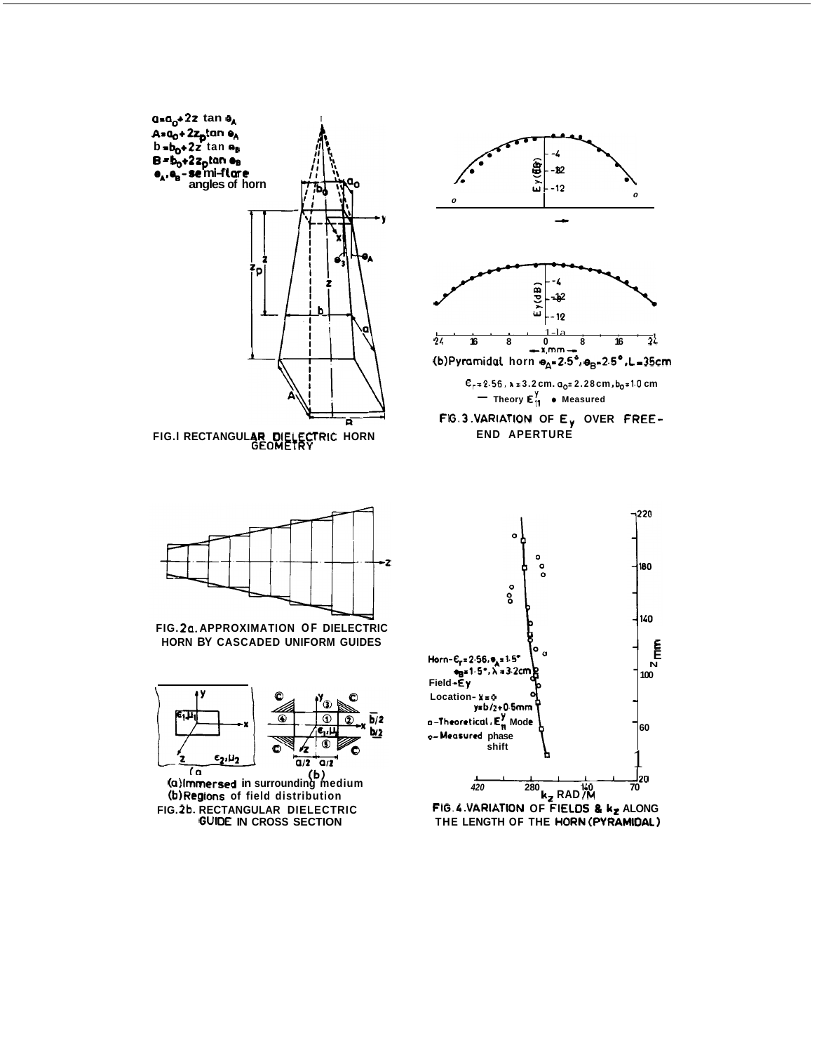$a = a_0 + 2z \tan \theta_A$
$A = a_0 + 2z_p \tan \theta_A$
$b = b_0 + 2z \tan \theta_B$
$B = b_0 + 2z_p \tan \theta_B$
$\theta_A, \theta_B$ - semi-flare angles of horn

FIG.1 RECTANGULAR DIELECTRIC HORN GEOMETRY

(b) Pyramidal horn $\theta_A = 2.5°, \theta_B = 2.5°, L = 35$ cm

$\epsilon_r = 2.56$, $\lambda = 3.2$ cm, $a_0 = 2.28$ cm, $b_0 = 1.0$ cm

— Theory $E_{11}^y$ ● Measured

FIG.3. VARIATION OF $E_y$ OVER FREE-END APERTURE

FIG.2a. APPROXIMATION OF DIELECTRIC HORN BY CASCADED UNIFORM GUIDES

(a) Immersed in surrounding medium

(b) Regions of field distribution

FIG.2b. RECTANGULAR DIELECTRIC GUIDE IN CROSS SECTION

Horn - $\epsilon_r = 2.56$, $\theta_A = 1.5°$, $\theta_B = 1.5°$, $\lambda = 3.2$ cm

Field - $E_y$

Location - $x = 0$, $y = b/2 + 0.5$ mm

□ - Theoretical, $E_{11}^y$ Mode

○ - Measured phase shift

FIG.4. VARIATION OF FIELDS & $k_z$ ALONG THE LENGTH OF THE HORN (PYRAMIDAL)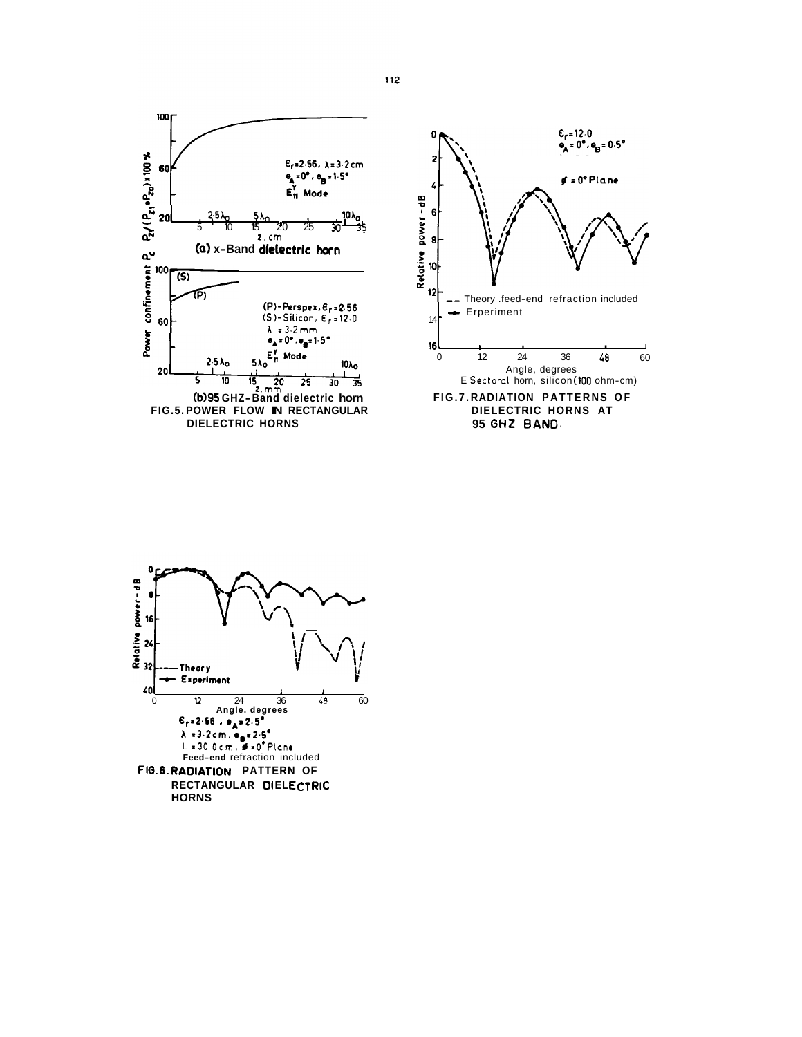100

60

20

$\epsilon_r = 2.56$, $\lambda = 3.2$ cm

$\theta_A = 0°$, $\theta_B = 1.5°$

$E^Y_{11}$ Mode

$2.5\lambda_0$ $5\lambda_0$ $10\lambda_0$

5 10 15 20 25 30 35

z, cm

(a) x-Band dielectric horn

Power confinement $P_c$ $P_{z1}/(P_{z1}+P_{z0}) \times 100$ %

100

(S)

(P)

60

20

(P)-Perspex, $\epsilon_r = 2.56$

(S)-Silicon, $\epsilon_r = 12.0$

$\lambda = 3.2$ mm

$\theta_A = 0°$, $\theta_B = 1.5°$

$E^Y_{11}$ Mode

$2.5\lambda_0$ $5\lambda_0$ $10\lambda_0$

5 10 15 20 25 30 35

z, mm

(b) 95 GHZ-Band dielectric horn

FIG.5. POWER FLOW IN RECTANGULAR DIELECTRIC HORNS

$\epsilon_r = 12.0$

$\theta_A = 0°$, $\theta_B = 0.5°$

$\phi = 0°$ Plane

Relative power - dB

0 2 4 6 8 10 12 14 16

-- Theory .feed-end refraction included

Erperiment

0 12 24 36 48 60

Angle, degrees

E Sectoral horn, silicon (100 ohm-cm)

FIG.7. RADIATION PATTERNS OF DIELECTRIC HORNS AT 95 GHZ BAND.

Relative power - dB

0 8 16 24 32 40

----Theory

Experiment

0 12 24 36 48 60

Angle. degrees

$\epsilon_r = 2.56$, $\theta_A = 2.5°$

$\lambda = 3.2$ cm, $\theta_B = 2.5°$

L = 30.0 cm, $\phi = 0°$ Plane

Feed-end refraction included

FIG.6. RADIATION PATTERN OF RECTANGULAR DIELECTRIC HORNS